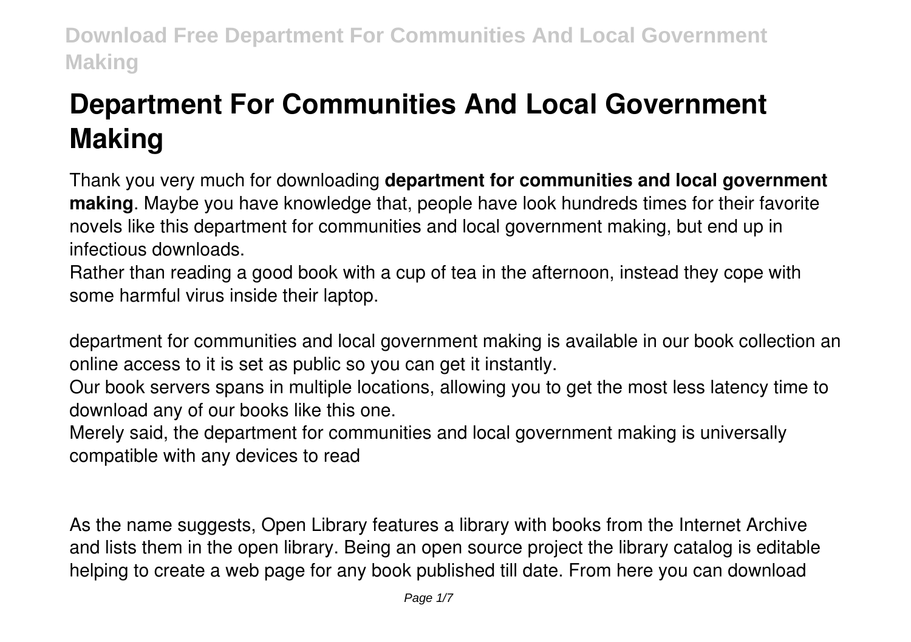# Department For Communities And Local Government Making

Thank you very much for downloading **department for communities and local government making**. Maybe you have knowledge that, people have look hundreds times for their favorite novels like this department for communities and local government making, but end up in infectious downloads.

Rather than reading a good book with a cup of tea in the afternoon, instead they cope with some harmful virus inside their laptop.

department for communities and local government making is available in our book collection an online access to it is set as public so you can get it instantly.

Our book servers spans in multiple locations, allowing you to get the most less latency time to download any of our books like this one.

Merely said, the department for communities and local government making is universally compatible with any devices to read

As the name suggests, Open Library features a library with books from the Internet Archive and lists them in the open library. Being an open source project the library catalog is editable helping to create a web page for any book published till date. From here you can download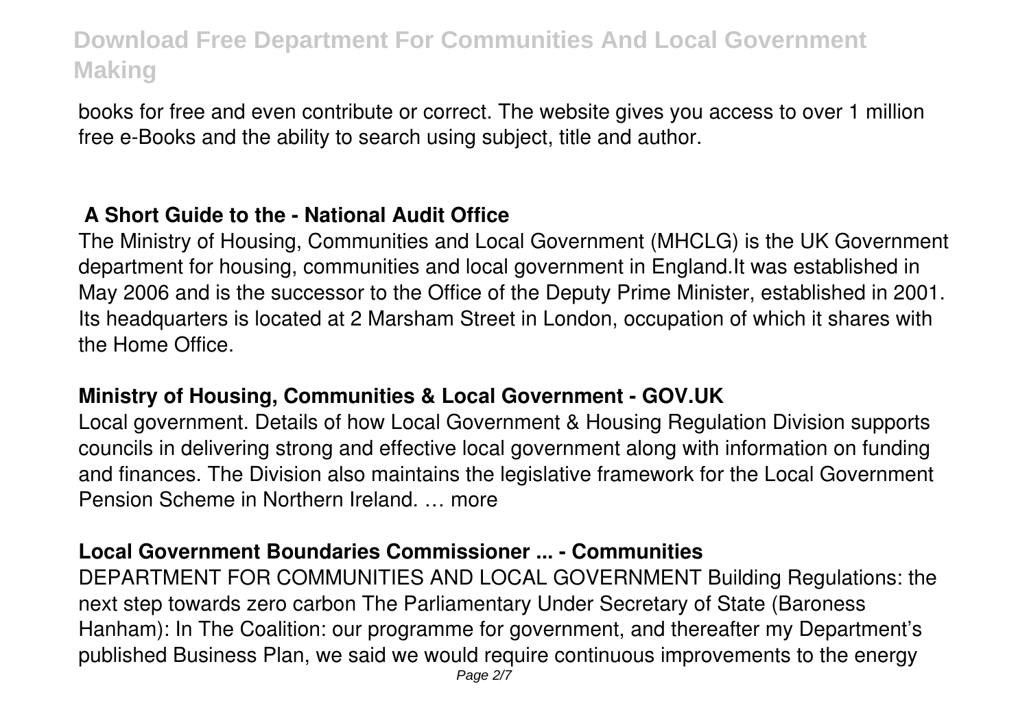books for free and even contribute or correct. The website gives you access to over 1 million free e-Books and the ability to search using subject, title and author.

## A Short Guide to the - National Audit Office

The Ministry of Housing, Communities and Local Government (MHCLG) is the UK Government department for housing, communities and local government in England.It was established in May 2006 and is the successor to the Office of the Deputy Prime Minister, established in 2001. Its headquarters is located at 2 Marsham Street in London, occupation of which it shares with the Home Office.

## Ministry of Housing, Communities & Local Government - GOV.UK

Local government. Details of how Local Government & Housing Regulation Division supports councils in delivering strong and effective local government along with information on funding and finances. The Division also maintains the legislative framework for the Local Government Pension Scheme in Northern Ireland. … more

## Local Government Boundaries Commissioner ... - Communities

DEPARTMENT FOR COMMUNITIES AND LOCAL GOVERNMENT Building Regulations: the next step towards zero carbon The Parliamentary Under Secretary of State (Baroness Hanham): In The Coalition: our programme for government, and thereafter my Department's published Business Plan, we said we would require continuous improvements to the energy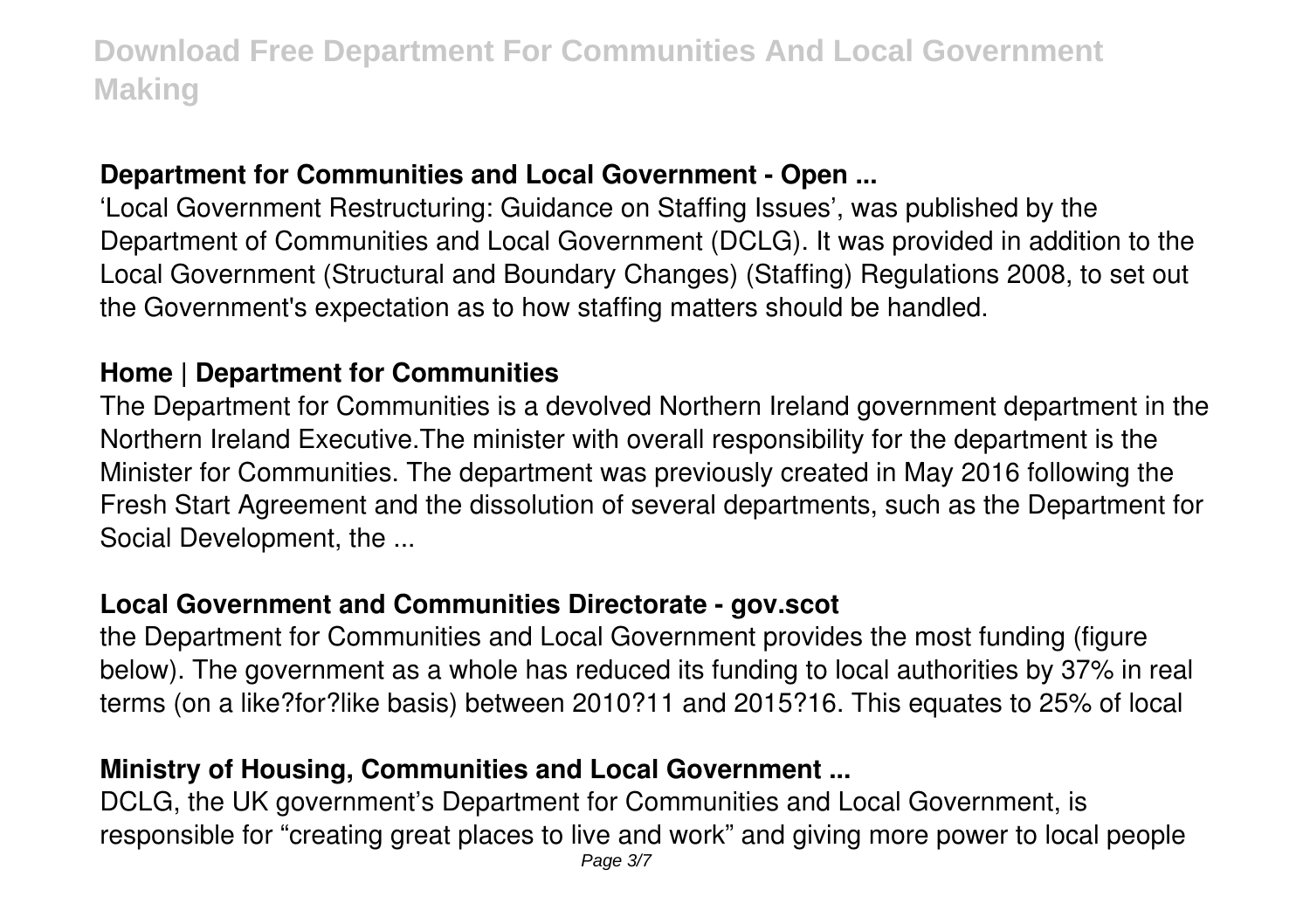# Download Free Department For Communities And Local Government Making

### Department for Communities and Local Government - Open ...

'Local Government Restructuring: Guidance on Staffing Issues', was published by the Department of Communities and Local Government (DCLG). It was provided in addition to the Local Government (Structural and Boundary Changes) (Staffing) Regulations 2008, to set out the Government's expectation as to how staffing matters should be handled.

### Home | Department for Communities

The Department for Communities is a devolved Northern Ireland government department in the Northern Ireland Executive.The minister with overall responsibility for the department is the Minister for Communities. The department was previously created in May 2016 following the Fresh Start Agreement and the dissolution of several departments, such as the Department for Social Development, the ...

### Local Government and Communities Directorate - gov.scot

the Department for Communities and Local Government provides the most funding (figure below). The government as a whole has reduced its funding to local authorities by 37% in real terms (on a like?for?like basis) between 2010?11 and 2015?16. This equates to 25% of local

### Ministry of Housing, Communities and Local Government ...

DCLG, the UK government's Department for Communities and Local Government, is responsible for "creating great places to live and work" and giving more power to local people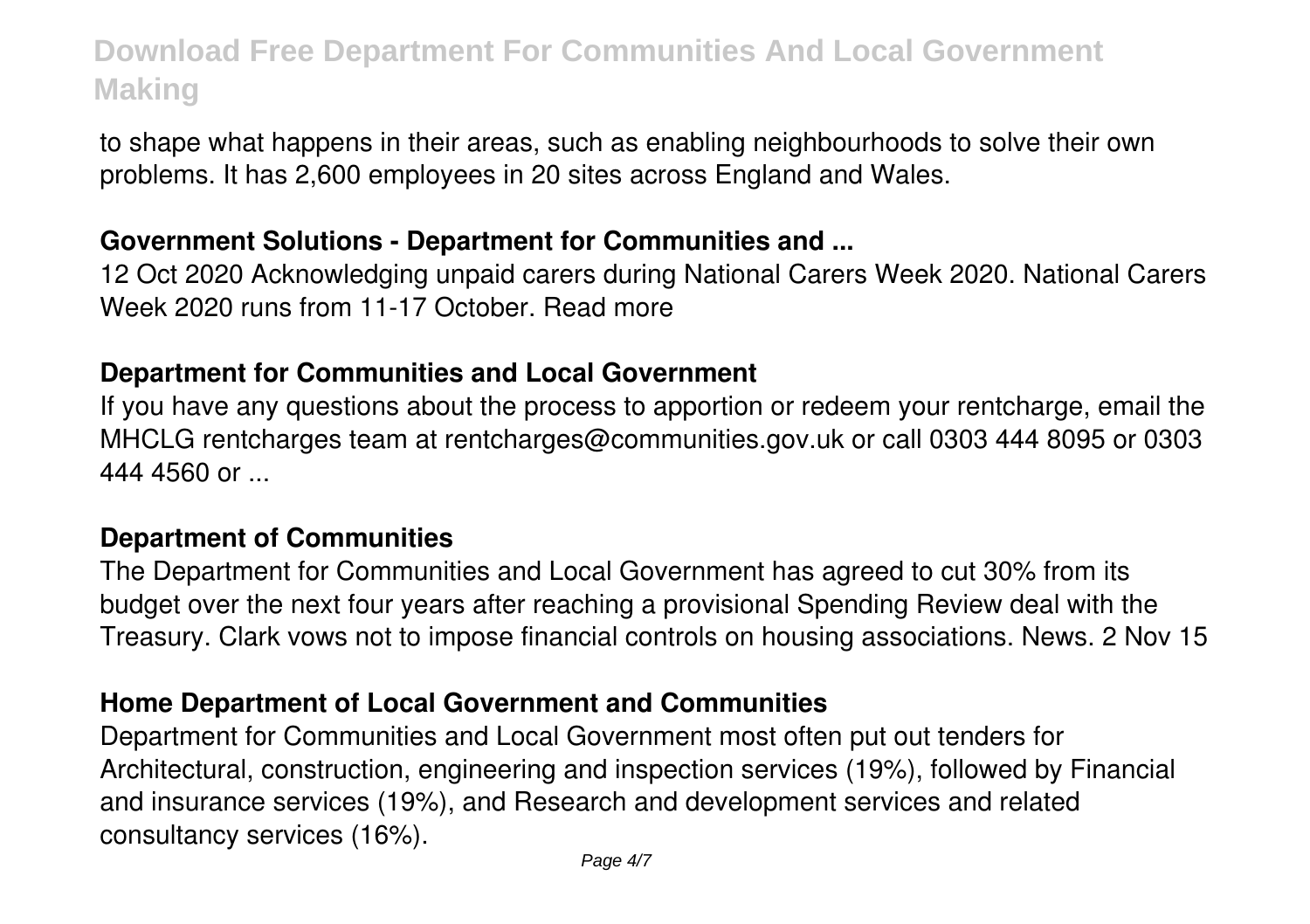to shape what happens in their areas, such as enabling neighbourhoods to solve their own problems. It has 2,600 employees in 20 sites across England and Wales.

### Government Solutions - Department for Communities and ...

12 Oct 2020 Acknowledging unpaid carers during National Carers Week 2020. National Carers Week 2020 runs from 11-17 October. Read more

### Department for Communities and Local Government

If you have any questions about the process to apportion or redeem your rentcharge, email the MHCLG rentcharges team at rentcharges@communities.gov.uk or call 0303 444 8095 or 0303 444 4560 or ...

### Department of Communities

The Department for Communities and Local Government has agreed to cut 30% from its budget over the next four years after reaching a provisional Spending Review deal with the Treasury. Clark vows not to impose financial controls on housing associations. News. 2 Nov 15

### Home Department of Local Government and Communities

Department for Communities and Local Government most often put out tenders for Architectural, construction, engineering and inspection services (19%), followed by Financial and insurance services (19%), and Research and development services and related consultancy services (16%).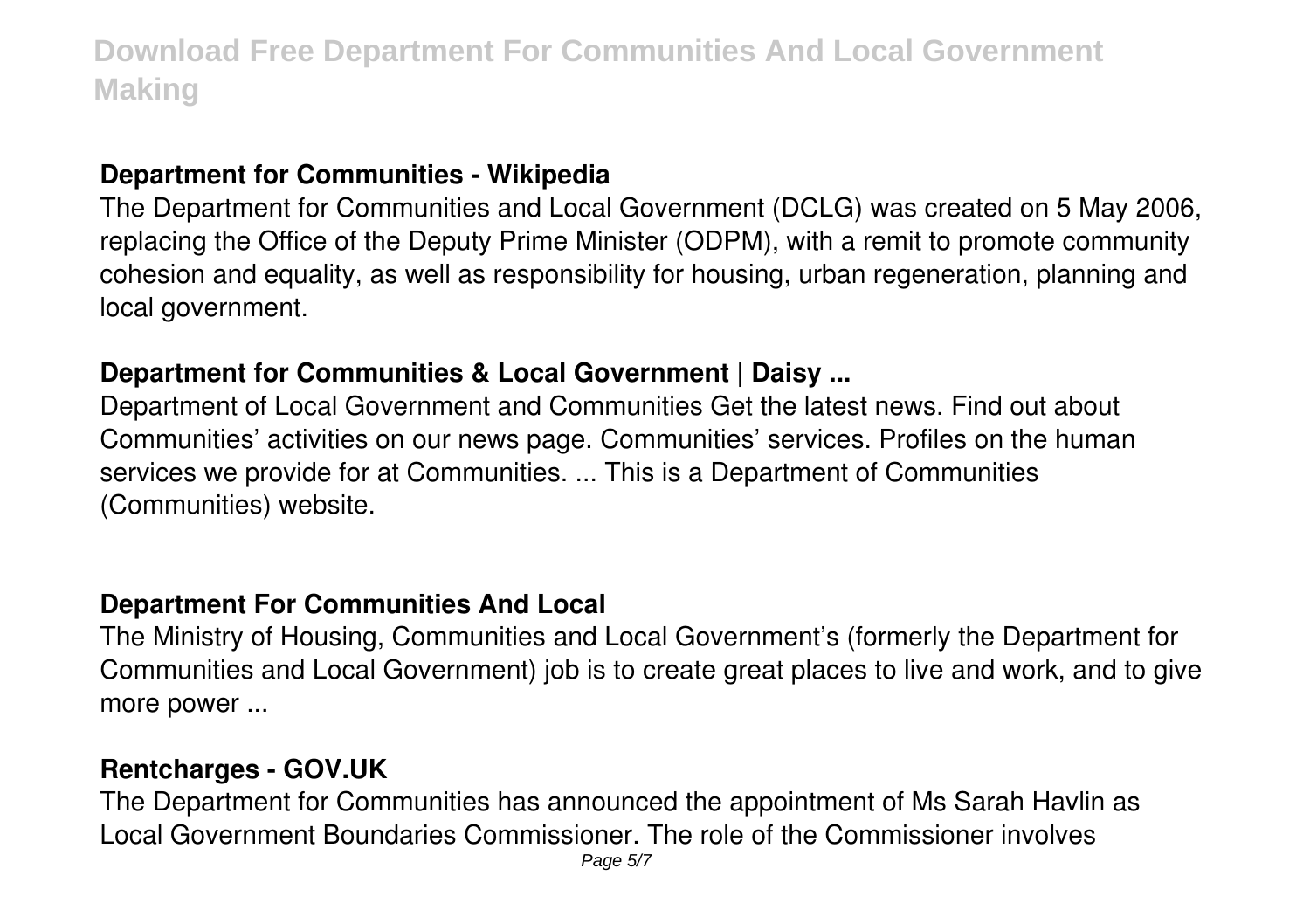### Department for Communities - Wikipedia

The Department for Communities and Local Government (DCLG) was created on 5 May 2006, replacing the Office of the Deputy Prime Minister (ODPM), with a remit to promote community cohesion and equality, as well as responsibility for housing, urban regeneration, planning and local government.

### Department for Communities & Local Government | Daisy ...

Department of Local Government and Communities Get the latest news. Find out about Communities' activities on our news page. Communities' services. Profiles on the human services we provide for at Communities. ... This is a Department of Communities (Communities) website.

### Department For Communities And Local

The Ministry of Housing, Communities and Local Government's (formerly the Department for Communities and Local Government) job is to create great places to live and work, and to give more power ...

### Rentcharges - GOV.UK

The Department for Communities has announced the appointment of Ms Sarah Havlin as Local Government Boundaries Commissioner. The role of the Commissioner involves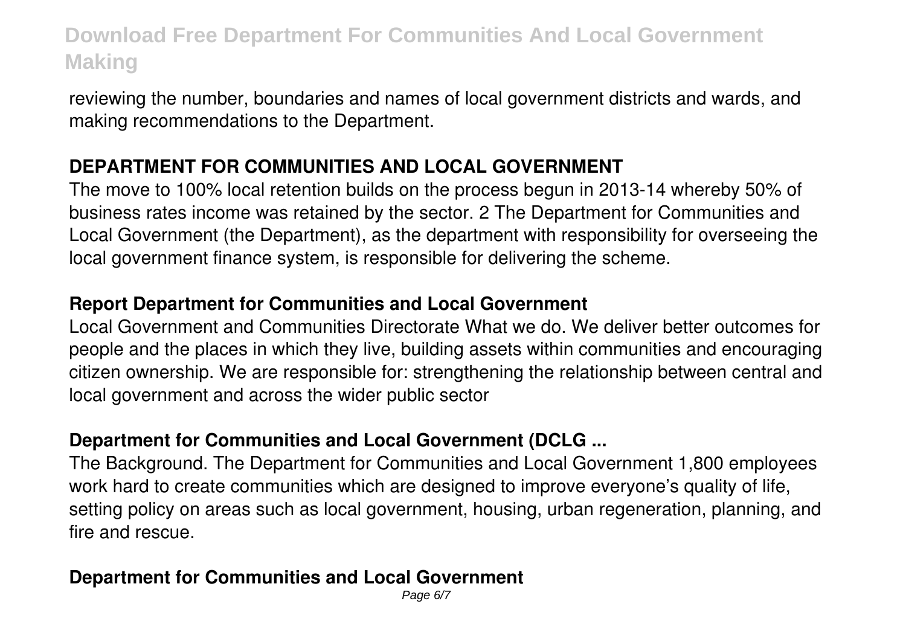reviewing the number, boundaries and names of local government districts and wards, and making recommendations to the Department.

## DEPARTMENT FOR COMMUNITIES AND LOCAL GOVERNMENT

The move to 100% local retention builds on the process begun in 2013-14 whereby 50% of business rates income was retained by the sector. 2 The Department for Communities and Local Government (the Department), as the department with responsibility for overseeing the local government finance system, is responsible for delivering the scheme.

## Report Department for Communities and Local Government

Local Government and Communities Directorate What we do. We deliver better outcomes for people and the places in which they live, building assets within communities and encouraging citizen ownership. We are responsible for: strengthening the relationship between central and local government and across the wider public sector

## Department for Communities and Local Government (DCLG ...

The Background. The Department for Communities and Local Government 1,800 employees work hard to create communities which are designed to improve everyone's quality of life, setting policy on areas such as local government, housing, urban regeneration, planning, and fire and rescue.

## Department for Communities and Local Government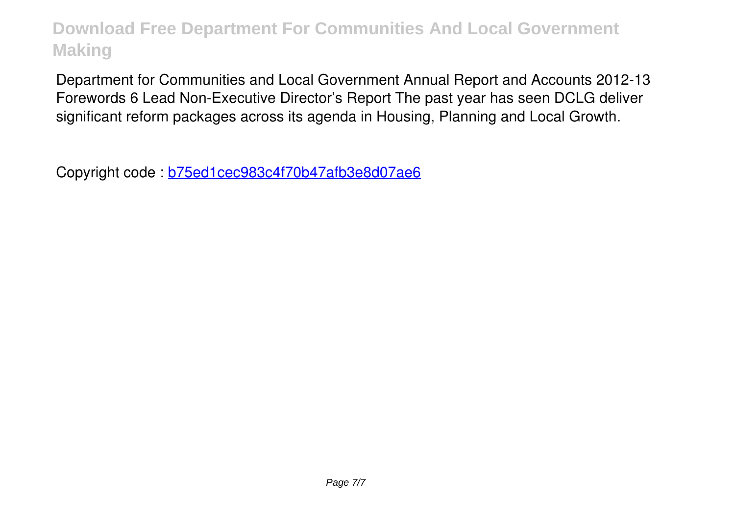Department for Communities and Local Government Annual Report and Accounts 2012-13 Forewords 6 Lead Non-Executive Director's Report The past year has seen DCLG deliver significant reform packages across its agenda in Housing, Planning and Local Growth.

Copyright code : b75ed1cec983c4f70b47afb3e8d07ae6